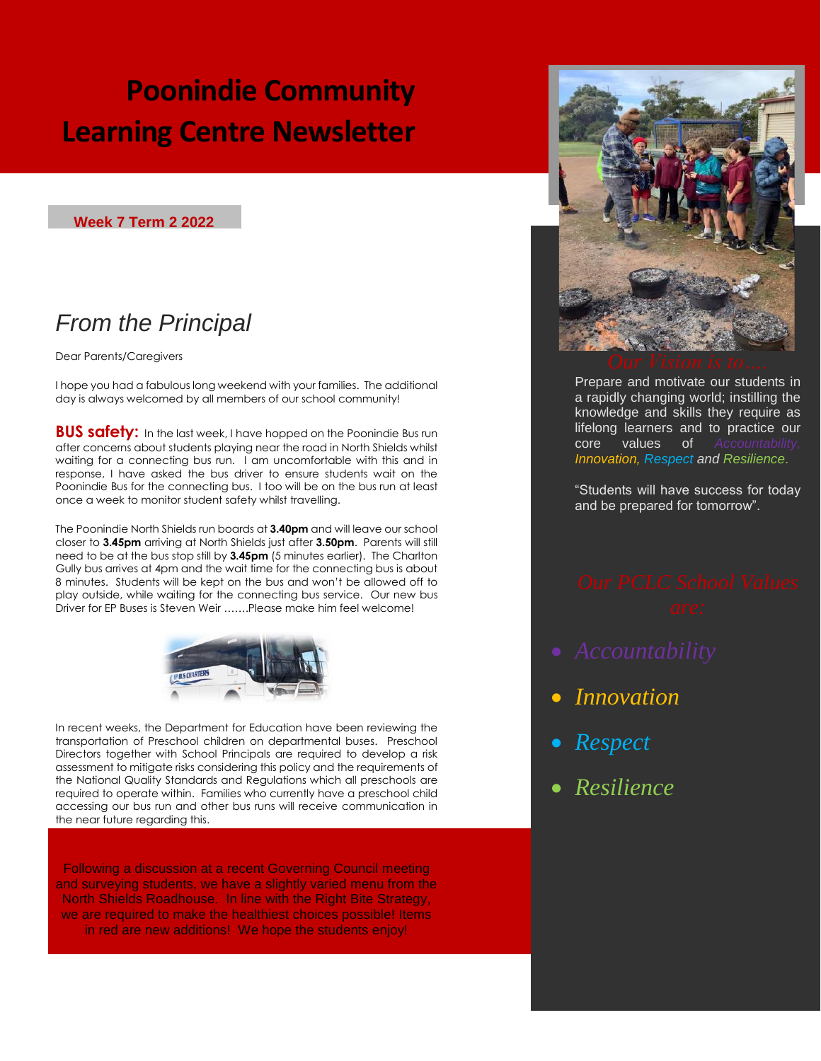# Poonindie Community Learning Centre Newsletter

**Week 7 Term 2 2022**

## *From the Principal*

Dear Parents/Caregivers

I hope you had a fabulous long weekend with your families. The additional day is always welcomed by all members of our school community!

**BUS safety:** In the last week, I have hopped on the Poonindie Bus run after concerns about students playing near the road in North Shields whilst waiting for a connecting bus run. I am uncomfortable with this and in response, I have asked the bus driver to ensure students wait on the Poonindie Bus for the connecting bus. I too will be on the bus run at least once a week to monitor student safety whilst travelling.

The Poonindie North Shields run boards at **3.40pm** and will leave our school closer to **3.45pm** arriving at North Shields just after **3.50pm**. Parents will still need to be at the bus stop still by **3.45pm** (5 minutes earlier). The Charlton Gully bus arrives at 4pm and the wait time for the connecting bus is about 8 minutes. Students will be kept on the bus and won't be allowed off to play outside, while waiting for the connecting bus service. Our new bus Driver for EP Buses is Steven Weir …….Please make him feel welcome!

In recent weeks, the Department for Education have been reviewing the transportation of Preschool children on departmental buses. Preschool Directors together with School Principals are required to develop a risk assessment to mitigate risks considering this policy and the requirements of the National Quality Standards and Regulations which all preschools are required to operate within. Families who currently have a preschool child accessing our bus run and other bus runs will receive communication in the near future regarding this.

Following a discussion at a recent Governing Council meeting and surveying students, we have a slightly varied menu from the North Shields Roadhouse. In line with the Right Bite Strategy, we are required to make the healthiest choices possible! Items in red are new additions! We hope the students enjoy!

## *Our Vision is to….*

Prepare and motivate our students in a rapidly changing world; instilling the knowledge and skills they require as lifelong learners and to practice our core values of *Accountability, Innovation, Respect* and *Resilience*.

"Students will have success for today and be prepared for tomorrow".

## *Our PCLC School Values are:*

- *Accountability*
- *Innovation*
- *Respect*
- *Resilience*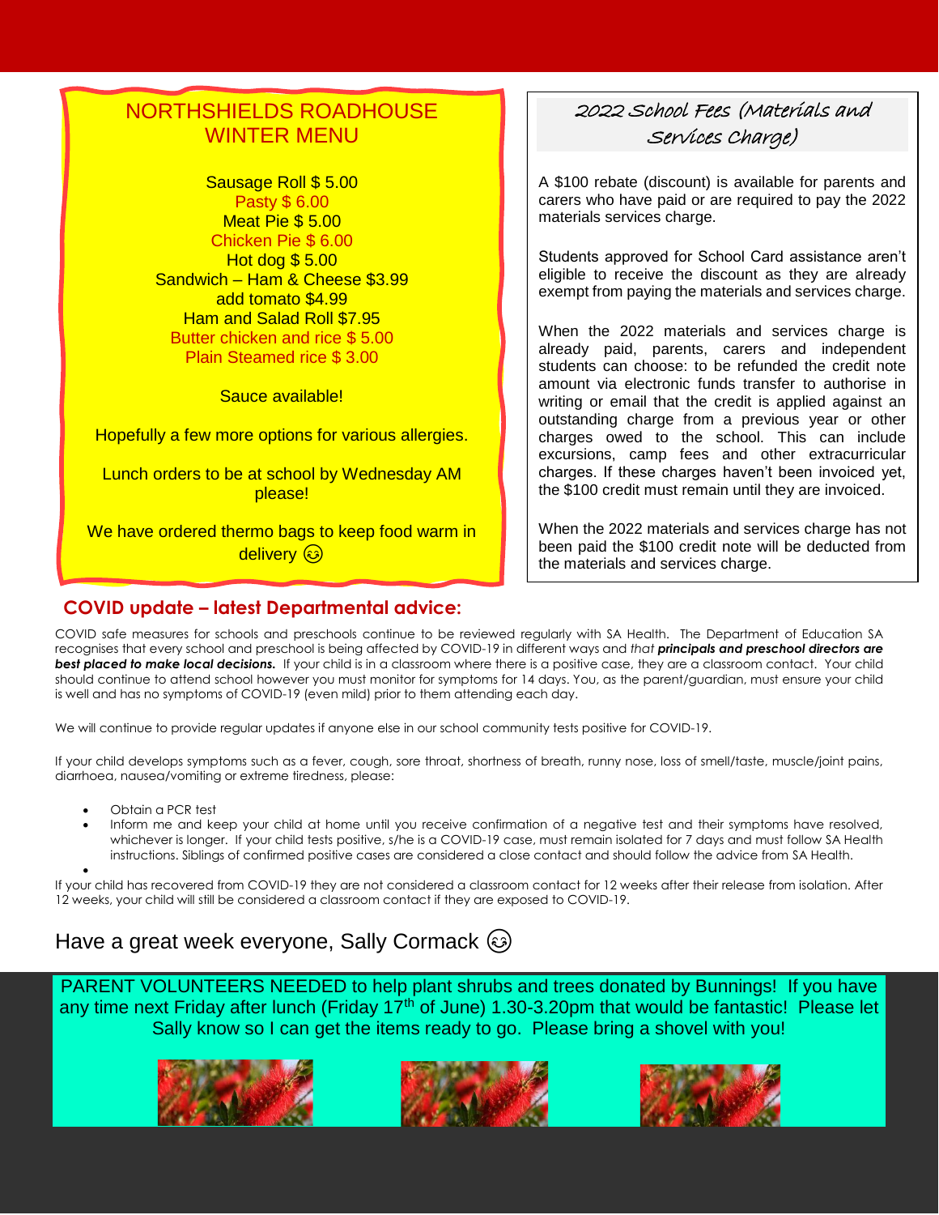## NORTHSHIELDS ROADHOUSE WINTER MENU

Sausage Roll $ 5.00
Pasty $ 6.00
Meat Pie $ 5.00
Chicken Pie $ 6.00
Hot dog $ 5.00
Sandwich – Ham & Cheese $3.99
add tomato $4.99
Ham and Salad Roll $7.95
Butter chicken and rice $ 5.00
Plain Steamed rice $ 3.00

Sauce available!

Hopefully a few more options for various allergies.

Lunch orders to be at school by Wednesday AM please!

We have ordered thermo bags to keep food warm in delivery 😊

## 2022 School Fees (Materials and Services Charge)

A $100 rebate (discount) is available for parents and carers who have paid or are required to pay the 2022 materials services charge.

Students approved for School Card assistance aren't eligible to receive the discount as they are already exempt from paying the materials and services charge.

When the 2022 materials and services charge is already paid, parents, carers and independent students can choose: to be refunded the credit note amount via electronic funds transfer to authorise in writing or email that the credit is applied against an outstanding charge from a previous year or other charges owed to the school. This can include excursions, camp fees and other extracurricular charges. If these charges haven't been invoiced yet, the $100 credit must remain until they are invoiced.

When the 2022 materials and services charge has not been paid the $100 credit note will be deducted from the materials and services charge.

## COVID update – latest Departmental advice:

COVID safe measures for schools and preschools continue to be reviewed regularly with SA Health. The Department of Education SA recognises that every school and preschool is being affected by COVID-19 in different ways and *that* ***principals and preschool directors are best placed to make local decisions.*** If your child is in a classroom where there is a positive case, they are a classroom contact. Your child should continue to attend school however you must monitor for symptoms for 14 days. You, as the parent/guardian, must ensure your child is well and has no symptoms of COVID-19 (even mild) prior to them attending each day.

We will continue to provide regular updates if anyone else in our school community tests positive for COVID-19.

If your child develops symptoms such as a fever, cough, sore throat, shortness of breath, runny nose, loss of smell/taste, muscle/joint pains, diarrhoea, nausea/vomiting or extreme tiredness, please:

- Obtain a PCR test
- Inform me and keep your child at home until you receive confirmation of a negative test and their symptoms have resolved, whichever is longer. If your child tests positive, s/he is a COVID-19 case, must remain isolated for 7 days and must follow SA Health instructions. Siblings of confirmed positive cases are considered a close contact and should follow the advice from SA Health.

If your child has recovered from COVID-19 they are not considered a classroom contact for 12 weeks after their release from isolation. After 12 weeks, your child will still be considered a classroom contact if they are exposed to COVID-19.

Have a great week everyone, Sally Cormack 😊

PARENT VOLUNTEERS NEEDED to help plant shrubs and trees donated by Bunnings! If you have any time next Friday after lunch (Friday 17th of June) 1.30-3.20pm that would be fantastic! Please let Sally know so I can get the items ready to go. Please bring a shovel with you!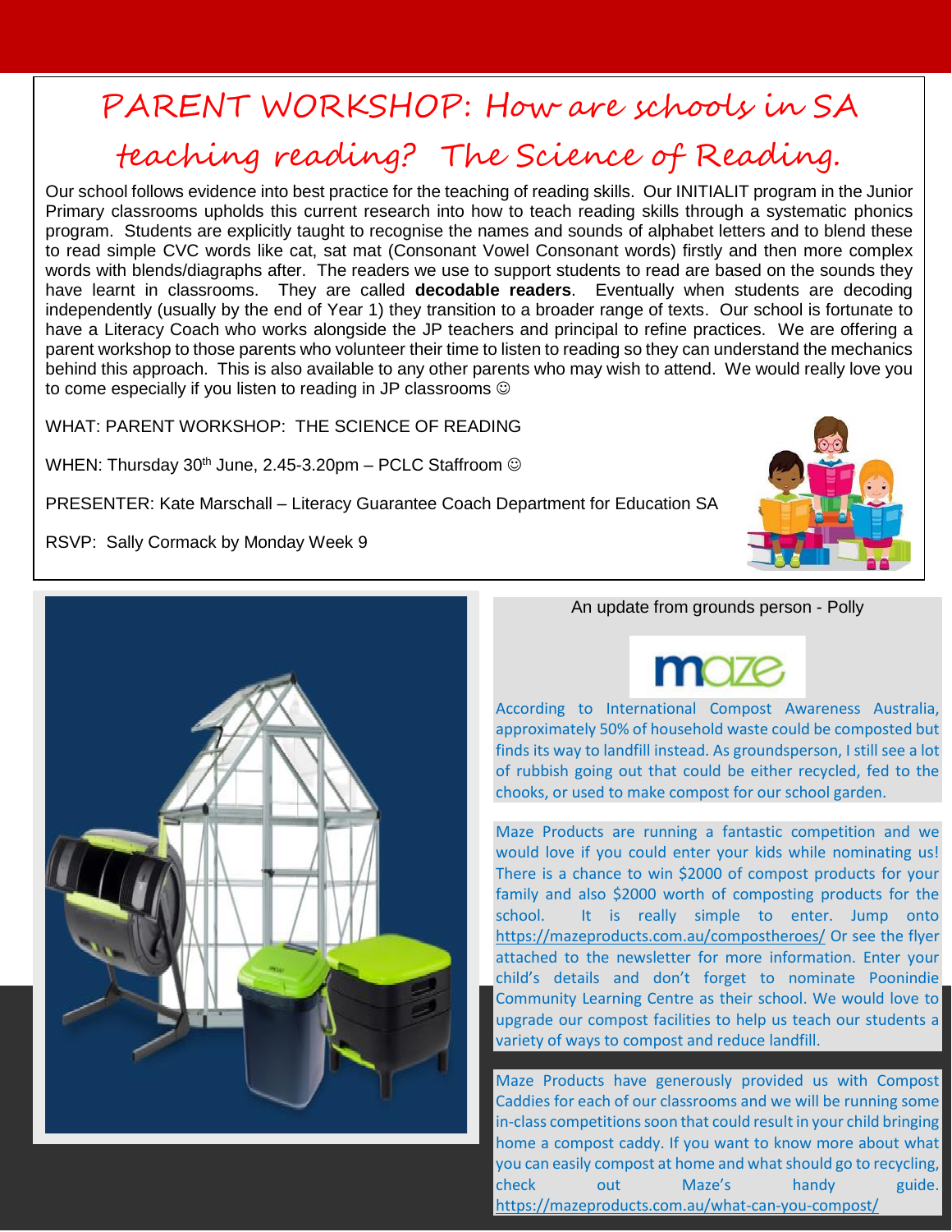# PARENT WORKSHOP: How are schools in SA teaching reading? The Science of Reading.

Our school follows evidence into best practice for the teaching of reading skills. Our INITIALIT program in the Junior Primary classrooms upholds this current research into how to teach reading skills through a systematic phonics program. Students are explicitly taught to recognise the names and sounds of alphabet letters and to blend these to read simple CVC words like cat, sat mat (Consonant Vowel Consonant words) firstly and then more complex words with blends/diagraphs after. The readers we use to support students to read are based on the sounds they have learnt in classrooms. They are called **decodable readers**. Eventually when students are decoding independently (usually by the end of Year 1) they transition to a broader range of texts. Our school is fortunate to have a Literacy Coach who works alongside the JP teachers and principal to refine practices. We are offering a parent workshop to those parents who volunteer their time to listen to reading so they can understand the mechanics behind this approach. This is also available to any other parents who may wish to attend. We would really love you to come especially if you listen to reading in JP classrooms ☺

WHAT: PARENT WORKSHOP: THE SCIENCE OF READING

WHEN: Thursday 30th June, 2.45-3.20pm – PCLC Staffroom ☺

PRESENTER: Kate Marschall – Literacy Guarantee Coach Department for Education SA

RSVP: Sally Cormack by Monday Week 9

## An update from grounds person - Polly

maze

According to International Compost Awareness Australia, approximately 50% of household waste could be composted but finds its way to landfill instead. As groundsperson, I still see a lot of rubbish going out that could be either recycled, fed to the chooks, or used to make compost for our school garden.

Maze Products are running a fantastic competition and we would love if you could enter your kids while nominating us! There is a chance to win $2000 of compost products for your family and also $2000 worth of composting products for the school. It is really simple to enter. Jump onto https://mazeproducts.com.au/compostheroes/ Or see the flyer attached to the newsletter for more information. Enter your child's details and don't forget to nominate Poonindie Community Learning Centre as their school. We would love to upgrade our compost facilities to help us teach our students a variety of ways to compost and reduce landfill.

Maze Products have generously provided us with Compost Caddies for each of our classrooms and we will be running some in-class competitions soon that could result in your child bringing home a compost caddy. If you want to know more about what you can easily compost at home and what should go to recycling, check out Maze's handy guide. https://mazeproducts.com.au/what-can-you-compost/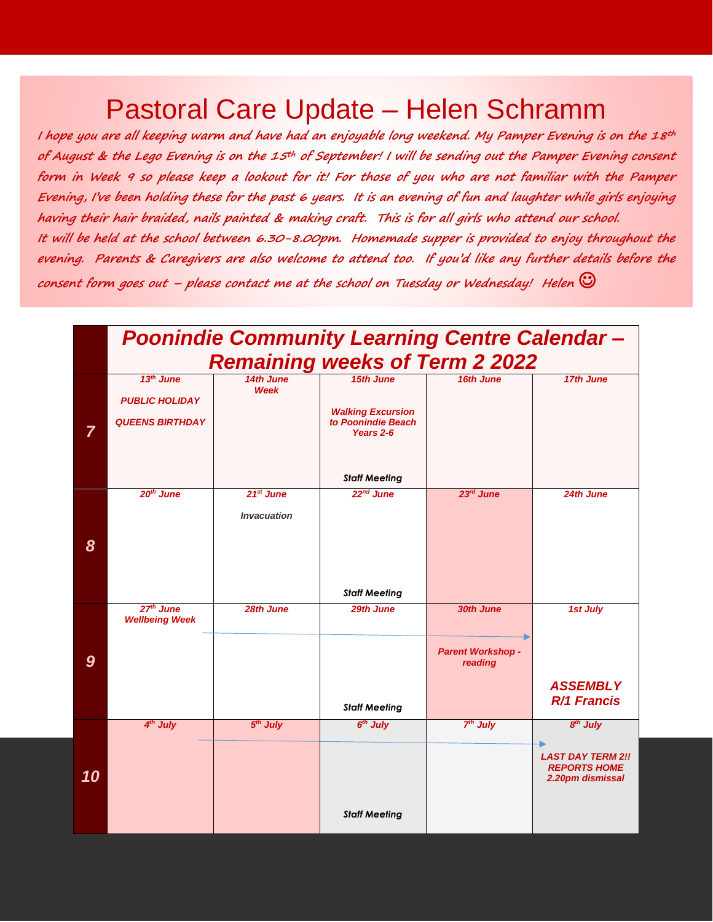# Pastoral Care Update – Helen Schramm

*I hope you are all keeping warm and have had an enjoyable long weekend. My Pamper Evening is on the 18th of August & the Lego Evening is on the 15th of September! I will be sending out the Pamper Evening consent form in Week 9 so please keep a lookout for it! For those of you who are not familiar with the Pamper Evening, I've been holding these for the past 6 years. It is an evening of fun and laughter while girls enjoying having their hair braided, nails painted & making craft. This is for all girls who attend our school.*
*It will be held at the school between 6.30-8.00pm. Homemade supper is provided to enjoy throughout the evening. Parents & Caregivers are also welcome to attend too. If you'd like any further details before the consent form goes out – please contact me at the school on Tuesday or Wednesday! Helen ☺*

## Poonindie Community Learning Centre Calendar – Remaining weeks of Term 2 2022

| Week | | | | | |
|---|---|---|---|---|---|
| 7 | 13th June<br>PUBLIC HOLIDAY<br>QUEENS BIRTHDAY | 14th June<br>Week | 15th June<br>Walking Excursion to Poonindie Beach Years 2-6<br>Staff Meeting | 16th June | 17th June |
| 8 | 20th June | 21st June<br>Invacuation | 22nd June<br>Staff Meeting | 23rd June | 24th June |
| 9 | 27th June<br>Wellbeing Week → | 28th June | 29th June<br>Staff Meeting | 30th June<br>Parent Workshop - reading | 1st July<br>ASSEMBLY R/1 Francis |
| 10 | 4th July → | 5th July | 6th July<br>Staff Meeting | 7th July | 8th July<br>LAST DAY TERM 2!! REPORTS HOME 2.20pm dismissal |